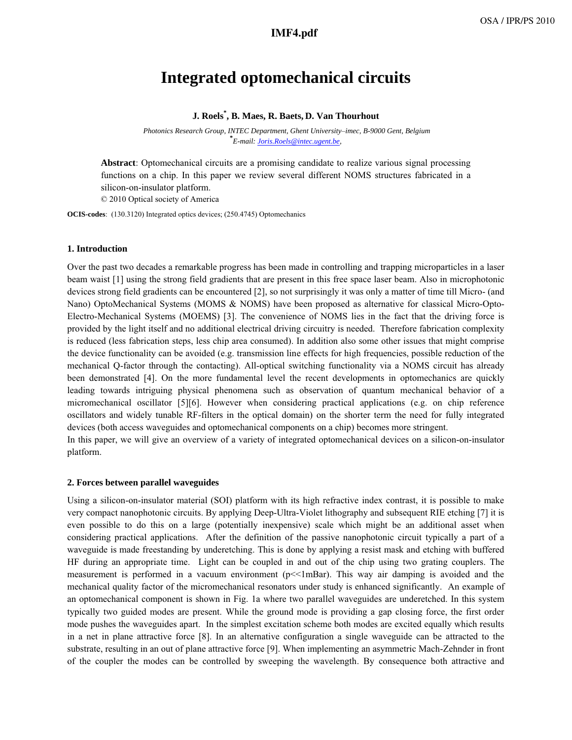# Integrated optomechanical circuits

**J. Roels[*], B. Maes, R. Baets, D. Van Thourhout**

*Photonics Research Group, INTEC Department, Ghent University–imec, B-9000 Gent, Belgium*
[*]*E-mail: Joris.Roels@intec.ugent.be,*

**Abstract**: Optomechanical circuits are a promising candidate to realize various signal processing functions on a chip. In this paper we review several different NOMS structures fabricated in a silicon-on-insulator platform.
© 2010 Optical society of America

**OCIS-codes**: (130.3120) Integrated optics devices; (250.4745) Optomechanics

## 1. Introduction

Over the past two decades a remarkable progress has been made in controlling and trapping microparticles in a laser beam waist [1] using the strong field gradients that are present in this free space laser beam. Also in microphotonic devices strong field gradients can be encountered [2], so not surprisingly it was only a matter of time till Micro- (and Nano) OptoMechanical Systems (MOMS & NOMS) have been proposed as alternative for classical Micro-Opto-Electro-Mechanical Systems (MOEMS) [3]. The convenience of NOMS lies in the fact that the driving force is provided by the light itself and no additional electrical driving circuitry is needed. Therefore fabrication complexity is reduced (less fabrication steps, less chip area consumed). In addition also some other issues that might comprise the device functionality can be avoided (e.g. transmission line effects for high frequencies, possible reduction of the mechanical Q-factor through the contacting). All-optical switching functionality via a NOMS circuit has already been demonstrated [4]. On the more fundamental level the recent developments in optomechanics are quickly leading towards intriguing physical phenomena such as observation of quantum mechanical behavior of a micromechanical oscillator [5][6]. However when considering practical applications (e.g. on chip reference oscillators and widely tunable RF-filters in the optical domain) on the shorter term the need for fully integrated devices (both access waveguides and optomechanical components on a chip) becomes more stringent.
In this paper, we will give an overview of a variety of integrated optomechanical devices on a silicon-on-insulator platform.

## 2. Forces between parallel waveguides

Using a silicon-on-insulator material (SOI) platform with its high refractive index contrast, it is possible to make very compact nanophotonic circuits. By applying Deep-Ultra-Violet lithography and subsequent RIE etching [7] it is even possible to do this on a large (potentially inexpensive) scale which might be an additional asset when considering practical applications. After the definition of the passive nanophotonic circuit typically a part of a waveguide is made freestanding by underetching. This is done by applying a resist mask and etching with buffered HF during an appropriate time. Light can be coupled in and out of the chip using two grating couplers. The measurement is performed in a vacuum environment ($p \ll 1$mBar). This way air damping is avoided and the mechanical quality factor of the micromechanical resonators under study is enhanced significantly. An example of an optomechanical component is shown in Fig. 1a where two parallel waveguides are underetched. In this system typically two guided modes are present. While the ground mode is providing a gap closing force, the first order mode pushes the waveguides apart. In the simplest excitation scheme both modes are excited equally which results in a net in plane attractive force [8]. In an alternative configuration a single waveguide can be attracted to the substrate, resulting in an out of plane attractive force [9]. When implementing an asymmetric Mach-Zehnder in front of the coupler the modes can be controlled by sweeping the wavelength. By consequence both attractive and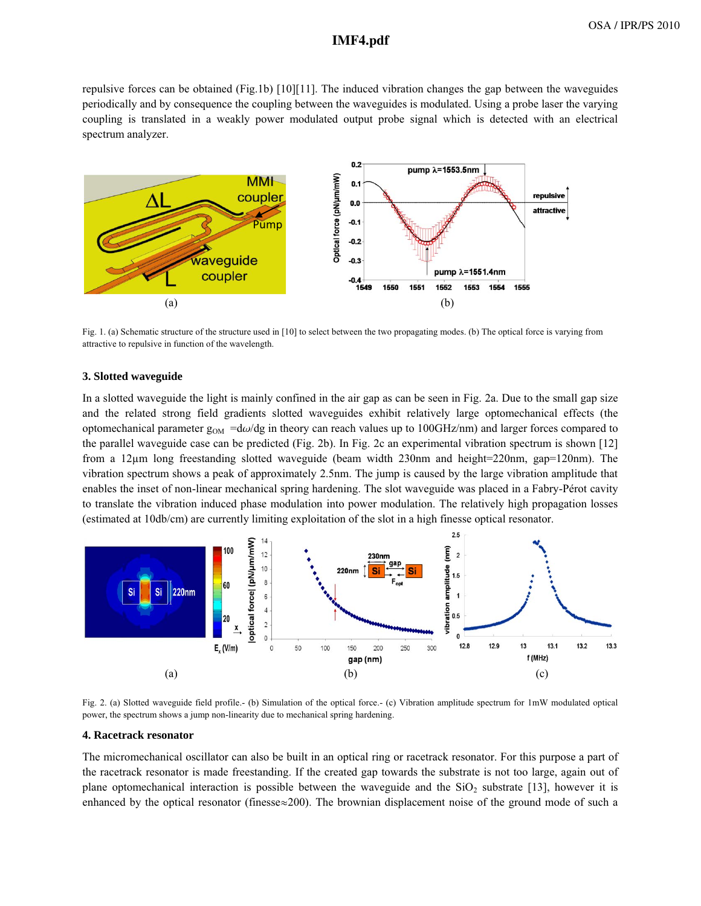repulsive forces can be obtained (Fig.1b) [10][11]. The induced vibration changes the gap between the waveguides periodically and by consequence the coupling between the waveguides is modulated. Using a probe laser the varying coupling is translated in a weakly power modulated output probe signal which is detected with an electrical spectrum analyzer.

MMI coupler
ΔL
Pump
waveguide coupler
L

(a)

pump λ=1553.5nm
pump λ=1551.4nm
repulsive
attractive
Optical force (pN/μm/mW)
0.2
0.1
0.0
-0.1
-0.2
-0.3
-0.4
1549 1550 1551 1552 1553 1554 1555

(b)

Fig. 1. (a) Schematic structure of the structure used in [10] to select between the two propagating modes. (b) The optical force is varying from attractive to repulsive in function of the wavelength.

### 3. Slotted waveguide

In a slotted waveguide the light is mainly confined in the air gap as can be seen in Fig. 2a. Due to the small gap size and the related strong field gradients slotted waveguides exhibit relatively large optomechanical effects (the optomechanical parameter $g_{OM}$ $=d\omega/dg$ in theory can reach values up to 100GHz/nm) and larger forces compared to the parallel waveguide case can be predicted (Fig. 2b). In Fig. 2c an experimental vibration spectrum is shown [12] from a 12µm long freestanding slotted waveguide (beam width 230nm and height=220nm, gap=120nm). The vibration spectrum shows a peak of approximately 2.5nm. The jump is caused by the large vibration amplitude that enables the inset of non-linear mechanical spring hardening. The slot waveguide was placed in a Fabry-Pérot cavity to translate the vibration induced phase modulation into power modulation. The relatively high propagation losses (estimated at 10db/cm) are currently limiting exploitation of the slot in a high finesse optical resonator.

Si Si 220nm
100
60
20
x
$E_x$ (V/m)

(a)

|optical force| (pN/µm/mW)
14
12
10
8
6
4
2
0
0 50 100 150 200 250 300
gap (nm)
230nm
gap
220nm
Si Si
$F_{opt}$

(b)

vibration amplitude (nm)
2.5
2
1.5
1
0.5
0
12.8 12.9 13 13.1 13.2 13.3
f (MHz)

(c)

Fig. 2. (a) Slotted waveguide field profile.- (b) Simulation of the optical force.- (c) Vibration amplitude spectrum for 1mW modulated optical power, the spectrum shows a jump non-linearity due to mechanical spring hardening.

### 4. Racetrack resonator

The micromechanical oscillator can also be built in an optical ring or racetrack resonator. For this purpose a part of the racetrack resonator is made freestanding. If the created gap towards the substrate is not too large, again out of plane optomechanical interaction is possible between the waveguide and the $SiO_2$ substrate [13], however it is enhanced by the optical resonator (finesse≈200). The brownian displacement noise of the ground mode of such a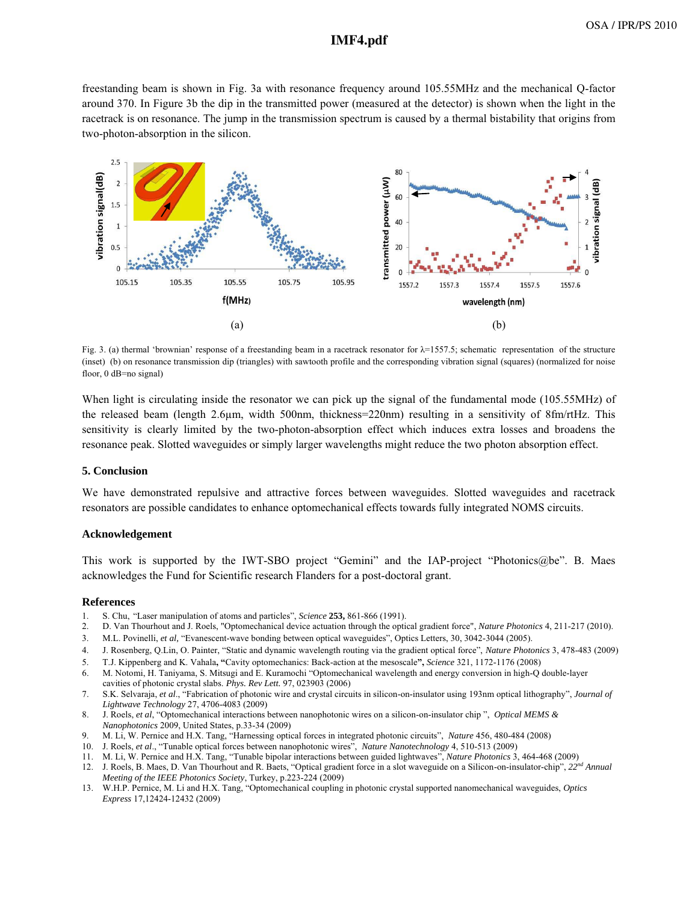freestanding beam is shown in Fig. 3a with resonance frequency around 105.55MHz and the mechanical Q-factor around 370. In Figure 3b the dip in the transmitted power (measured at the detector) is shown when the light in the racetrack is on resonance. The jump in the transmission spectrum is caused by a thermal bistability that origins from two-photon-absorption in the silicon.

vibration signal(dB)
2.5
2
1.5
1
0.5
0
105.15
105.35
105.55
105.75
105.95
f(MHz)
(a)

transmitted power (µW)
80
60
40
20
0
1557.2
1557.3
1557.4
1557.5
1557.6
wavelength (nm)
vibration signal (dB)
4
3
2
1
0
(b)

Fig. 3. (a) thermal 'brownian' response of a freestanding beam in a racetrack resonator for λ=1557.5; schematic representation of the structure (inset) (b) on resonance transmission dip (triangles) with sawtooth profile and the corresponding vibration signal (squares) (normalized for noise floor, 0 dB=no signal)

When light is circulating inside the resonator we can pick up the signal of the fundamental mode (105.55MHz) of the released beam (length 2.6µm, width 500nm, thickness=220nm) resulting in a sensitivity of 8fm/rtHz. This sensitivity is clearly limited by the two-photon-absorption effect which induces extra losses and broadens the resonance peak. Slotted waveguides or simply larger wavelengths might reduce the two photon absorption effect.

### 5. Conclusion

We have demonstrated repulsive and attractive forces between waveguides. Slotted waveguides and racetrack resonators are possible candidates to enhance optomechanical effects towards fully integrated NOMS circuits.

### Acknowledgement

This work is supported by the IWT-SBO project "Gemini" and the IAP-project "Photonics@be". B. Maes acknowledges the Fund for Scientific research Flanders for a post-doctoral grant.

### References

1. S. Chu, "Laser manipulation of atoms and particles", *Science* **253,** 861-866 (1991).
2. D. Van Thourhout and J. Roels, "Optomechanical device actuation through the optical gradient force", *Nature Photonics* 4, 211-217 (2010).
3. M.L. Povinelli, *et al*, "Evanescent-wave bonding between optical waveguides", Optics Letters, 30, 3042-3044 (2005).
4. J. Rosenberg, Q.Lin, O. Painter, "Static and dynamic wavelength routing via the gradient optical force", *Nature Photonics* 3, 478-483 (2009)
5. T.J. Kippenberg and K. Vahala**,** **"**Cavity optomechanics: Back-action at the mesoscale**"**, *Science* 321, 1172-1176 (2008)
6. M. Notomi, H. Taniyama, S. Mitsugi and E. Kuramochi "Optomechanical wavelength and energy conversion in high-Q double-layer cavities of photonic crystal slabs. *Phys. Rev Lett.* 97, 023903 (2006)
7. S.K. Selvaraja, *et al*., "Fabrication of photonic wire and crystal circuits in silicon-on-insulator using 193nm optical lithography", *Journal of Lightwave Technology* 27, 4706-4083 (2009)
8. J. Roels, *et al*, "Optomechanical interactions between nanophotonic wires on a silicon-on-insulator chip ", *Optical MEMS & Nanophotonics* 2009, United States, p.33-34 (2009)
9. M. Li, W. Pernice and H.X. Tang, "Harnessing optical forces in integrated photonic circuits", *Nature* 456, 480-484 (2008)
10. J. Roels, *et al*., "Tunable optical forces between nanophotonic wires", *Nature Nanotechnology* 4, 510-513 (2009)
11. M. Li, W. Pernice and H.X. Tang, "Tunable bipolar interactions between guided lightwaves", *Nature Photonics* 3, 464-468 (2009)
12. J. Roels, B. Maes, D. Van Thourhout and R. Baets, "Optical gradient force in a slot waveguide on a Silicon-on-insulator-chip", *22nd Annual Meeting of the IEEE Photonics Society*, Turkey, p.223-224 (2009)
13. W.H.P. Pernice, M. Li and H.X. Tang, "Optomechanical coupling in photonic crystal supported nanomechanical waveguides, *Optics Express* 17,12424-12432 (2009)